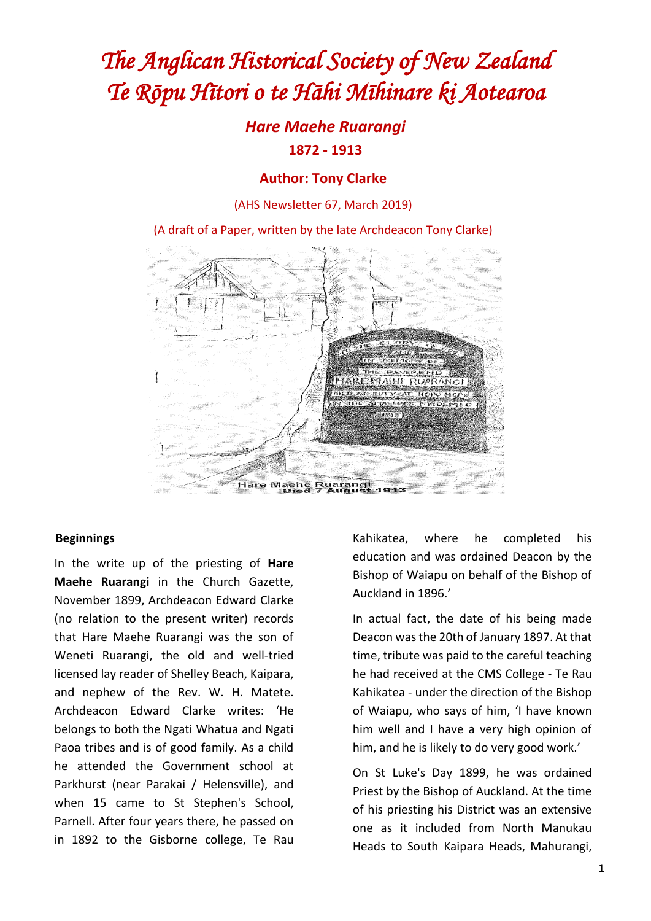# *The Anglican Historical Society of New Zealand*
# *Te Rōpu Hītori o te Hāhi Mīhinare ki Aotearoa*

## *Hare Maehe Ruarangi*

**1872 - 1913**

**Author: Tony Clarke**

(AHS Newsletter 67, March 2019)

(A draft of a Paper, written by the late Archdeacon Tony Clarke)

Hare Maehe Ruarangi
Died 7 August 1913

### Beginnings

In the write up of the priesting of **Hare Maehe Ruarangi** in the Church Gazette, November 1899, Archdeacon Edward Clarke (no relation to the present writer) records that Hare Maehe Ruarangi was the son of Weneti Ruarangi, the old and well-tried licensed lay reader of Shelley Beach, Kaipara, and nephew of the Rev. W. H. Matete. Archdeacon Edward Clarke writes: 'He belongs to both the Ngati Whatua and Ngati Paoa tribes and is of good family. As a child he attended the Government school at Parkhurst (near Parakai / Helensville), and when 15 came to St Stephen's School, Parnell. After four years there, he passed on in 1892 to the Gisborne college, Te Rau Kahikatea, where he completed his education and was ordained Deacon by the Bishop of Waiapu on behalf of the Bishop of Auckland in 1896.'

In actual fact, the date of his being made Deacon was the 20th of January 1897. At that time, tribute was paid to the careful teaching he had received at the CMS College - Te Rau Kahikatea - under the direction of the Bishop of Waiapu, who says of him, 'I have known him well and I have a very high opinion of him, and he is likely to do very good work.'

On St Luke's Day 1899, he was ordained Priest by the Bishop of Auckland. At the time of his priesting his District was an extensive one as it included from North Manukau Heads to South Kaipara Heads, Mahurangi,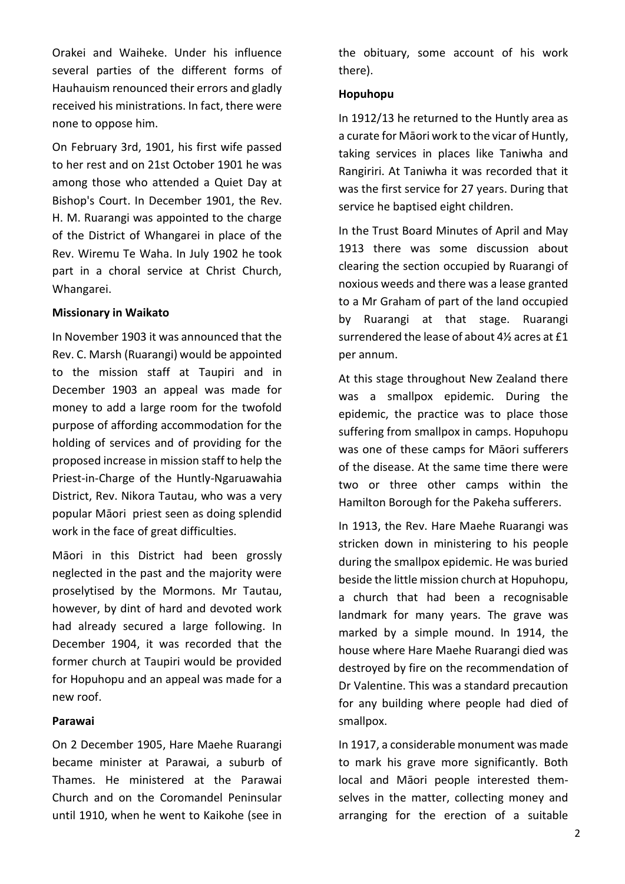Orakei and Waiheke. Under his influence several parties of the different forms of Hauhauism renounced their errors and gladly received his ministrations. In fact, there were none to oppose him.

On February 3rd, 1901, his first wife passed to her rest and on 21st October 1901 he was among those who attended a Quiet Day at Bishop's Court. In December 1901, the Rev. H. M. Ruarangi was appointed to the charge of the District of Whangarei in place of the Rev. Wiremu Te Waha. In July 1902 he took part in a choral service at Christ Church, Whangarei.

**Missionary in Waikato**

In November 1903 it was announced that the Rev. C. Marsh (Ruarangi) would be appointed to the mission staff at Taupiri and in December 1903 an appeal was made for money to add a large room for the twofold purpose of affording accommodation for the holding of services and of providing for the proposed increase in mission staff to help the Priest-in-Charge of the Huntly-Ngaruawahia District, Rev. Nikora Tautau, who was a very popular Māori priest seen as doing splendid work in the face of great difficulties.

Māori in this District had been grossly neglected in the past and the majority were proselytised by the Mormons. Mr Tautau, however, by dint of hard and devoted work had already secured a large following. In December 1904, it was recorded that the former church at Taupiri would be provided for Hopuhopu and an appeal was made for a new roof.

**Parawai**

On 2 December 1905, Hare Maehe Ruarangi became minister at Parawai, a suburb of Thames. He ministered at the Parawai Church and on the Coromandel Peninsular until 1910, when he went to Kaikohe (see in the obituary, some account of his work there).

**Hopuhopu**

In 1912/13 he returned to the Huntly area as a curate for Māori work to the vicar of Huntly, taking services in places like Taniwha and Rangiriri. At Taniwha it was recorded that it was the first service for 27 years. During that service he baptised eight children.

In the Trust Board Minutes of April and May 1913 there was some discussion about clearing the section occupied by Ruarangi of noxious weeds and there was a lease granted to a Mr Graham of part of the land occupied by Ruarangi at that stage. Ruarangi surrendered the lease of about 4½ acres at £1 per annum.

At this stage throughout New Zealand there was a smallpox epidemic. During the epidemic, the practice was to place those suffering from smallpox in camps. Hopuhopu was one of these camps for Māori sufferers of the disease. At the same time there were two or three other camps within the Hamilton Borough for the Pakeha sufferers.

In 1913, the Rev. Hare Maehe Ruarangi was stricken down in ministering to his people during the smallpox epidemic. He was buried beside the little mission church at Hopuhopu, a church that had been a recognisable landmark for many years. The grave was marked by a simple mound. In 1914, the house where Hare Maehe Ruarangi died was destroyed by fire on the recommendation of Dr Valentine. This was a standard precaution for any building where people had died of smallpox.

In 1917, a considerable monument was made to mark his grave more significantly. Both local and Māori people interested themselves in the matter, collecting money and arranging for the erection of a suitable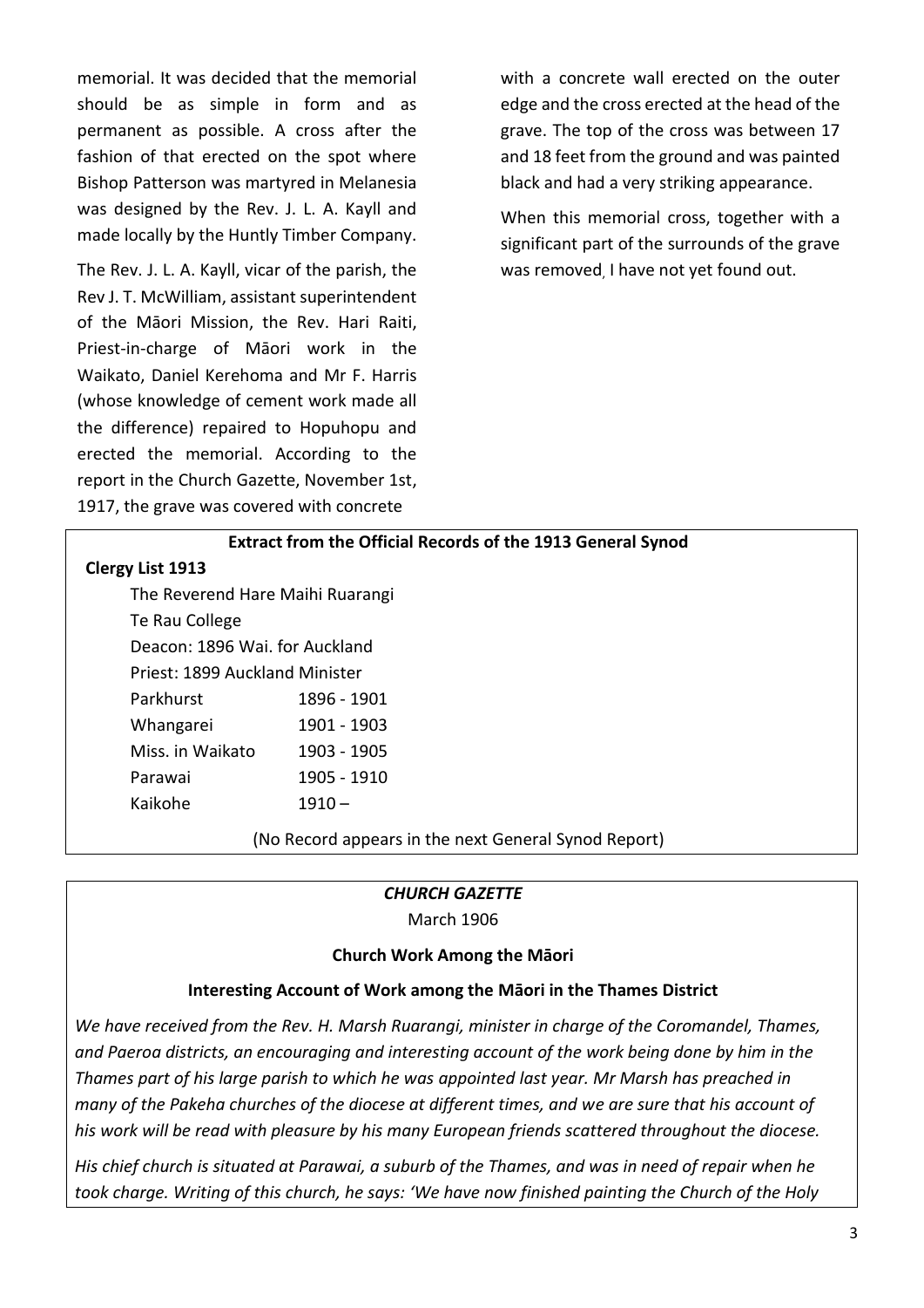memorial. It was decided that the memorial should be as simple in form and as permanent as possible. A cross after the fashion of that erected on the spot where Bishop Patterson was martyred in Melanesia was designed by the Rev. J. L. A. Kayll and made locally by the Huntly Timber Company.

The Rev. J. L. A. Kayll, vicar of the parish, the Rev J. T. McWilliam, assistant superintendent of the Māori Mission, the Rev. Hari Raiti, Priest-in-charge of Māori work in the Waikato, Daniel Kerehoma and Mr F. Harris (whose knowledge of cement work made all the difference) repaired to Hopuhopu and erected the memorial. According to the report in the Church Gazette, November 1st, 1917, the grave was covered with concrete with a concrete wall erected on the outer edge and the cross erected at the head of the grave. The top of the cross was between 17 and 18 feet from the ground and was painted black and had a very striking appearance.

When this memorial cross, together with a significant part of the surrounds of the grave was removed, I have not yet found out.

**Extract from the Official Records of the 1913 General Synod**

**Clergy List 1913**

The Reverend Hare Maihi Ruarangi
Te Rau College
Deacon: 1896 Wai. for Auckland
Priest: 1899 Auckland Minister

| | |
|---|---|
| Parkhurst | 1896 - 1901 |
| Whangarei | 1901 - 1903 |
| Miss. in Waikato | 1903 - 1905 |
| Parawai | 1905 - 1910 |
| Kaikohe | 1910 – |

(No Record appears in the next General Synod Report)

***CHURCH GAZETTE***

March 1906

**Church Work Among the Māori**

**Interesting Account of Work among the Māori in the Thames District**

*We have received from the Rev. H. Marsh Ruarangi, minister in charge of the Coromandel, Thames, and Paeroa districts, an encouraging and interesting account of the work being done by him in the Thames part of his large parish to which he was appointed last year. Mr Marsh has preached in many of the Pakeha churches of the diocese at different times, and we are sure that his account of his work will be read with pleasure by his many European friends scattered throughout the diocese.*

*His chief church is situated at Parawai, a suburb of the Thames, and was in need of repair when he took charge. Writing of this church, he says: 'We have now finished painting the Church of the Holy*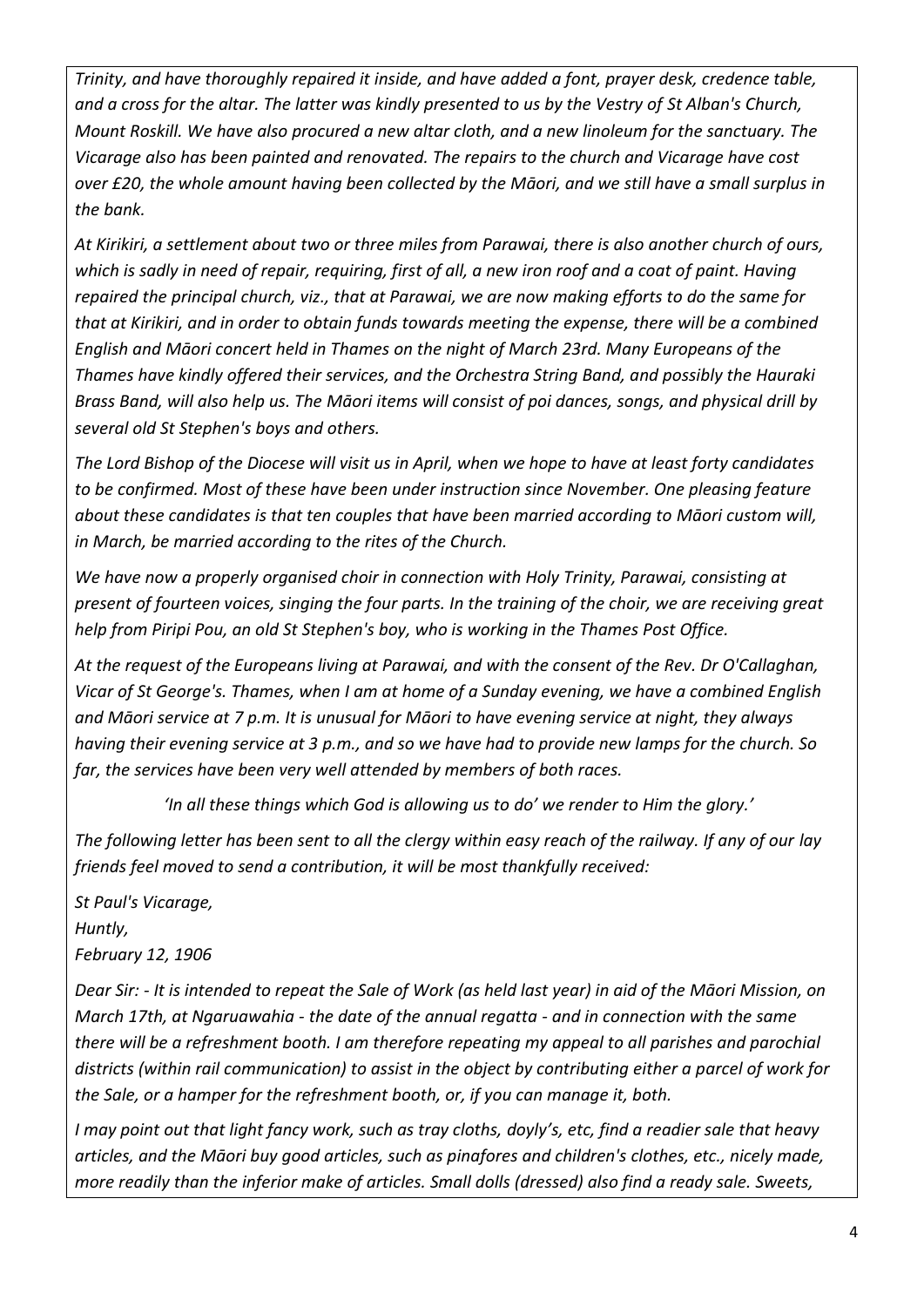*Trinity, and have thoroughly repaired it inside, and have added a font, prayer desk, credence table, and a cross for the altar. The latter was kindly presented to us by the Vestry of St Alban's Church, Mount Roskill. We have also procured a new altar cloth, and a new linoleum for the sanctuary. The Vicarage also has been painted and renovated. The repairs to the church and Vicarage have cost over £20, the whole amount having been collected by the Māori, and we still have a small surplus in the bank.*

*At Kirikiri, a settlement about two or three miles from Parawai, there is also another church of ours, which is sadly in need of repair, requiring, first of all, a new iron roof and a coat of paint. Having repaired the principal church, viz., that at Parawai, we are now making efforts to do the same for that at Kirikiri, and in order to obtain funds towards meeting the expense, there will be a combined English and Māori concert held in Thames on the night of March 23rd. Many Europeans of the Thames have kindly offered their services, and the Orchestra String Band, and possibly the Hauraki Brass Band, will also help us. The Māori items will consist of poi dances, songs, and physical drill by several old St Stephen's boys and others.*

*The Lord Bishop of the Diocese will visit us in April, when we hope to have at least forty candidates to be confirmed. Most of these have been under instruction since November. One pleasing feature about these candidates is that ten couples that have been married according to Māori custom will, in March, be married according to the rites of the Church.*

*We have now a properly organised choir in connection with Holy Trinity, Parawai, consisting at present of fourteen voices, singing the four parts. In the training of the choir, we are receiving great help from Piripi Pou, an old St Stephen's boy, who is working in the Thames Post Office.*

*At the request of the Europeans living at Parawai, and with the consent of the Rev. Dr O'Callaghan, Vicar of St George's. Thames, when I am at home of a Sunday evening, we have a combined English and Māori service at 7 p.m. It is unusual for Māori to have evening service at night, they always having their evening service at 3 p.m., and so we have had to provide new lamps for the church. So far, the services have been very well attended by members of both races.*

*'In all these things which God is allowing us to do' we render to Him the glory.'*

*The following letter has been sent to all the clergy within easy reach of the railway. If any of our lay friends feel moved to send a contribution, it will be most thankfully received:*

*St Paul's Vicarage,*
*Huntly,*
*February 12, 1906*

*Dear Sir: - It is intended to repeat the Sale of Work (as held last year) in aid of the Māori Mission, on March 17th, at Ngaruawahia - the date of the annual regatta - and in connection with the same there will be a refreshment booth. I am therefore repeating my appeal to all parishes and parochial districts (within rail communication) to assist in the object by contributing either a parcel of work for the Sale, or a hamper for the refreshment booth, or, if you can manage it, both.*

*I may point out that light fancy work, such as tray cloths, doyly's, etc, find a readier sale that heavy articles, and the Māori buy good articles, such as pinafores and children's clothes, etc., nicely made, more readily than the inferior make of articles. Small dolls (dressed) also find a ready sale. Sweets,*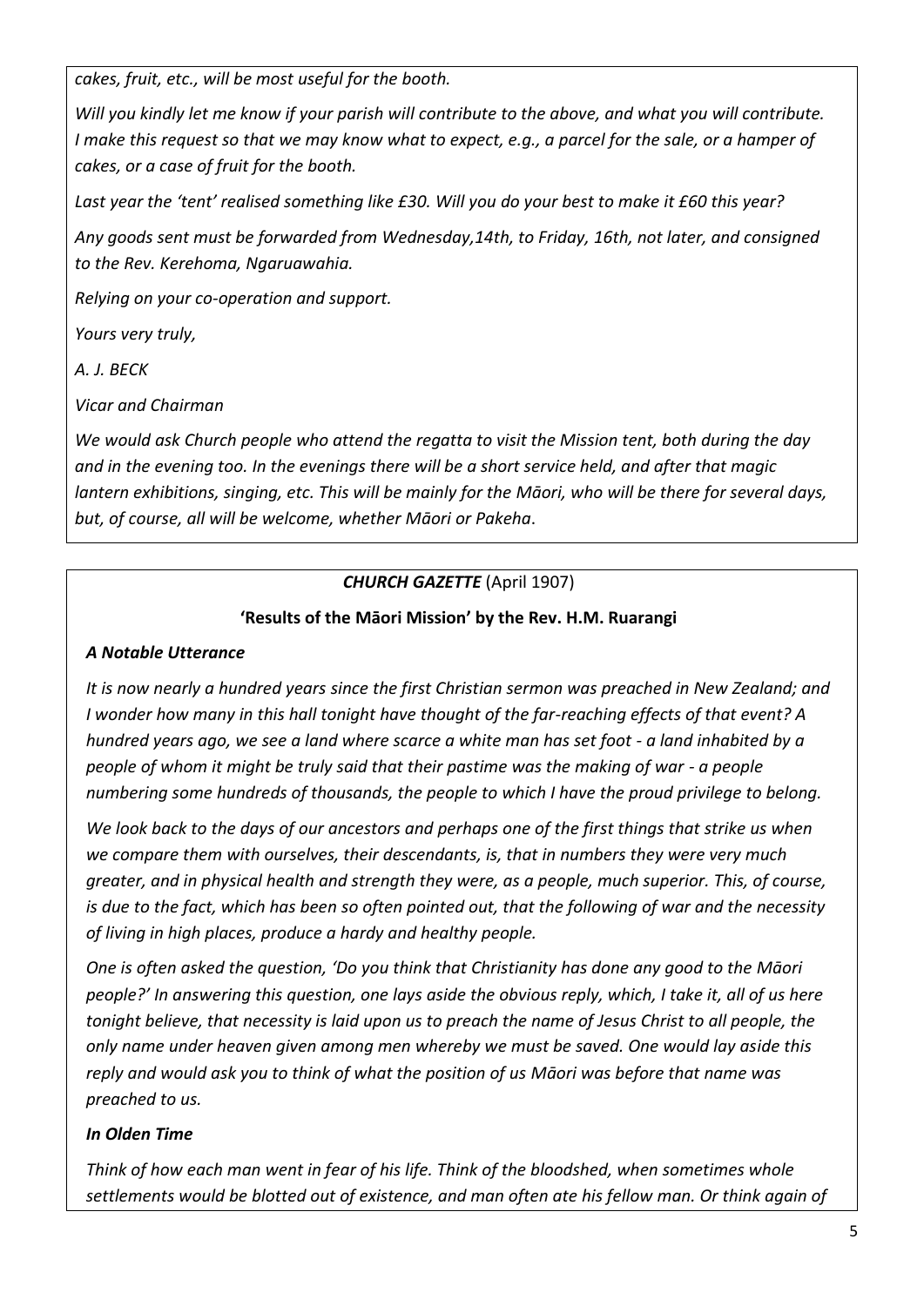*cakes, fruit, etc., will be most useful for the booth.*

*Will you kindly let me know if your parish will contribute to the above, and what you will contribute. I make this request so that we may know what to expect, e.g., a parcel for the sale, or a hamper of cakes, or a case of fruit for the booth.*

*Last year the 'tent' realised something like £30. Will you do your best to make it £60 this year?*

*Any goods sent must be forwarded from Wednesday,14th, to Friday, 16th, not later, and consigned to the Rev. Kerehoma, Ngaruawahia.*

*Relying on your co-operation and support.*

*Yours very truly,*

*A. J. BECK*

*Vicar and Chairman*

*We would ask Church people who attend the regatta to visit the Mission tent, both during the day and in the evening too. In the evenings there will be a short service held, and after that magic lantern exhibitions, singing, etc. This will be mainly for the Māori, who will be there for several days, but, of course, all will be welcome, whether Māori or Pakeha*.

***CHURCH GAZETTE*** **(April 1907)**

**'Results of the Māori Mission' by the Rev. H.M. Ruarangi**

***A Notable Utterance***

*It is now nearly a hundred years since the first Christian sermon was preached in New Zealand; and I wonder how many in this hall tonight have thought of the far-reaching effects of that event? A hundred years ago, we see a land where scarce a white man has set foot - a land inhabited by a people of whom it might be truly said that their pastime was the making of war - a people numbering some hundreds of thousands, the people to which I have the proud privilege to belong.*

*We look back to the days of our ancestors and perhaps one of the first things that strike us when we compare them with ourselves, their descendants, is, that in numbers they were very much greater, and in physical health and strength they were, as a people, much superior. This, of course, is due to the fact, which has been so often pointed out, that the following of war and the necessity of living in high places, produce a hardy and healthy people.*

*One is often asked the question, 'Do you think that Christianity has done any good to the Māori people?' In answering this question, one lays aside the obvious reply, which, I take it, all of us here tonight believe, that necessity is laid upon us to preach the name of Jesus Christ to all people, the only name under heaven given among men whereby we must be saved. One would lay aside this reply and would ask you to think of what the position of us Māori was before that name was preached to us.*

***In Olden Time***

*Think of how each man went in fear of his life. Think of the bloodshed, when sometimes whole settlements would be blotted out of existence, and man often ate his fellow man. Or think again of*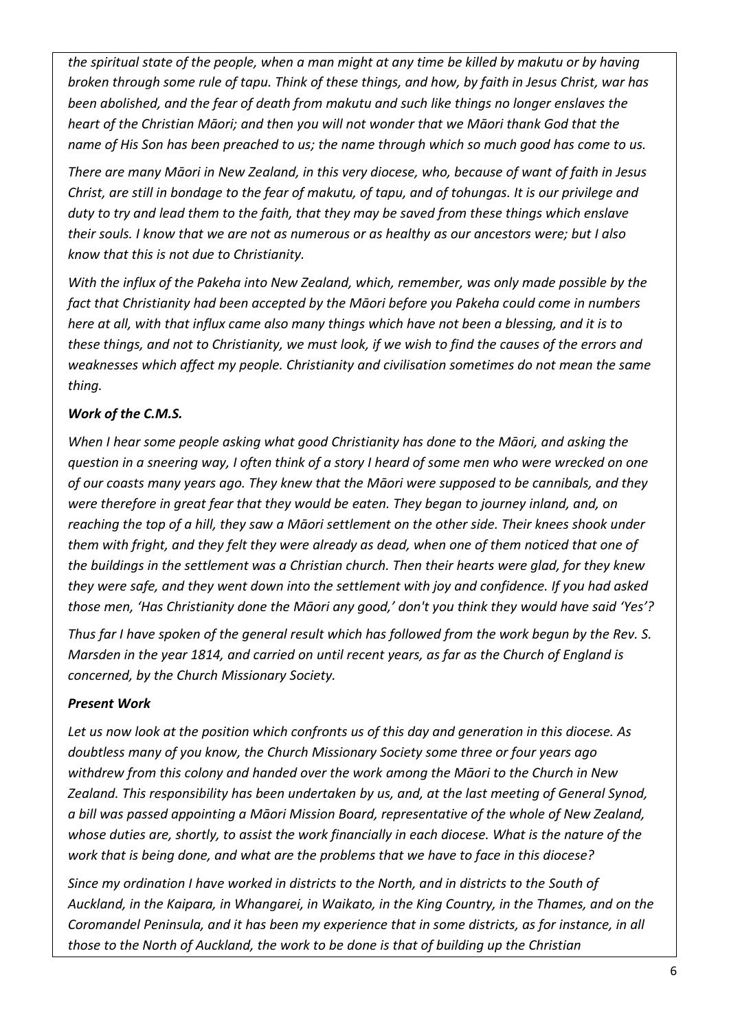*the spiritual state of the people, when a man might at any time be killed by makutu or by having broken through some rule of tapu. Think of these things, and how, by faith in Jesus Christ, war has been abolished, and the fear of death from makutu and such like things no longer enslaves the heart of the Christian Māori; and then you will not wonder that we Māori thank God that the name of His Son has been preached to us; the name through which so much good has come to us.*

*There are many Māori in New Zealand, in this very diocese, who, because of want of faith in Jesus Christ, are still in bondage to the fear of makutu, of tapu, and of tohungas. It is our privilege and duty to try and lead them to the faith, that they may be saved from these things which enslave their souls. I know that we are not as numerous or as healthy as our ancestors were; but I also know that this is not due to Christianity.*

*With the influx of the Pakeha into New Zealand, which, remember, was only made possible by the fact that Christianity had been accepted by the Māori before you Pakeha could come in numbers here at all, with that influx came also many things which have not been a blessing, and it is to these things, and not to Christianity, we must look, if we wish to find the causes of the errors and weaknesses which affect my people. Christianity and civilisation sometimes do not mean the same thing.*

***Work of the C.M.S.***

*When I hear some people asking what good Christianity has done to the Māori, and asking the question in a sneering way, I often think of a story I heard of some men who were wrecked on one of our coasts many years ago. They knew that the Māori were supposed to be cannibals, and they were therefore in great fear that they would be eaten. They began to journey inland, and, on reaching the top of a hill, they saw a Māori settlement on the other side. Their knees shook under them with fright, and they felt they were already as dead, when one of them noticed that one of the buildings in the settlement was a Christian church. Then their hearts were glad, for they knew they were safe, and they went down into the settlement with joy and confidence. If you had asked those men, 'Has Christianity done the Māori any good,' don't you think they would have said 'Yes'?*

*Thus far I have spoken of the general result which has followed from the work begun by the Rev. S. Marsden in the year 1814, and carried on until recent years, as far as the Church of England is concerned, by the Church Missionary Society.*

***Present Work***

*Let us now look at the position which confronts us of this day and generation in this diocese. As doubtless many of you know, the Church Missionary Society some three or four years ago withdrew from this colony and handed over the work among the Māori to the Church in New Zealand. This responsibility has been undertaken by us, and, at the last meeting of General Synod, a bill was passed appointing a Māori Mission Board, representative of the whole of New Zealand, whose duties are, shortly, to assist the work financially in each diocese. What is the nature of the work that is being done, and what are the problems that we have to face in this diocese?*

*Since my ordination I have worked in districts to the North, and in districts to the South of Auckland, in the Kaipara, in Whangarei, in Waikato, in the King Country, in the Thames, and on the Coromandel Peninsula, and it has been my experience that in some districts, as for instance, in all those to the North of Auckland, the work to be done is that of building up the Christian*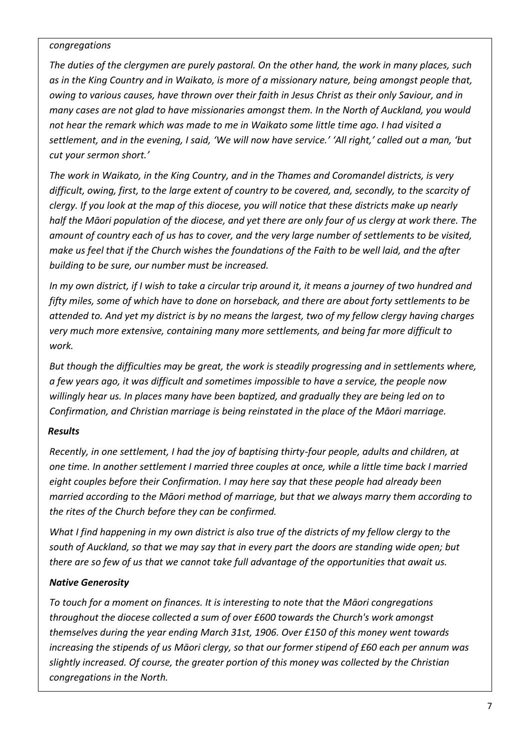*congregations*

*The duties of the clergymen are purely pastoral. On the other hand, the work in many places, such as in the King Country and in Waikato, is more of a missionary nature, being amongst people that, owing to various causes, have thrown over their faith in Jesus Christ as their only Saviour, and in many cases are not glad to have missionaries amongst them. In the North of Auckland, you would not hear the remark which was made to me in Waikato some little time ago. I had visited a settlement, and in the evening, I said, 'We will now have service.' 'All right,' called out a man, 'but cut your sermon short.'*

*The work in Waikato, in the King Country, and in the Thames and Coromandel districts, is very difficult, owing, first, to the large extent of country to be covered, and, secondly, to the scarcity of clergy. If you look at the map of this diocese, you will notice that these districts make up nearly half the Māori population of the diocese, and yet there are only four of us clergy at work there. The amount of country each of us has to cover, and the very large number of settlements to be visited, make us feel that if the Church wishes the foundations of the Faith to be well laid, and the after building to be sure, our number must be increased.*

*In my own district, if I wish to take a circular trip around it, it means a journey of two hundred and fifty miles, some of which have to done on horseback, and there are about forty settlements to be attended to. And yet my district is by no means the largest, two of my fellow clergy having charges very much more extensive, containing many more settlements, and being far more difficult to work.*

*But though the difficulties may be great, the work is steadily progressing and in settlements where, a few years ago, it was difficult and sometimes impossible to have a service, the people now willingly hear us. In places many have been baptized, and gradually they are being led on to Confirmation, and Christian marriage is being reinstated in the place of the Māori marriage.*

***Results***

*Recently, in one settlement, I had the joy of baptising thirty-four people, adults and children, at one time. In another settlement I married three couples at once, while a little time back I married eight couples before their Confirmation. I may here say that these people had already been married according to the Māori method of marriage, but that we always marry them according to the rites of the Church before they can be confirmed.*

*What I find happening in my own district is also true of the districts of my fellow clergy to the south of Auckland, so that we may say that in every part the doors are standing wide open; but there are so few of us that we cannot take full advantage of the opportunities that await us.*

***Native Generosity***

*To touch for a moment on finances. It is interesting to note that the Māori congregations throughout the diocese collected a sum of over £600 towards the Church's work amongst themselves during the year ending March 31st, 1906. Over £150 of this money went towards increasing the stipends of us Māori clergy, so that our former stipend of £60 each per annum was slightly increased. Of course, the greater portion of this money was collected by the Christian congregations in the North.*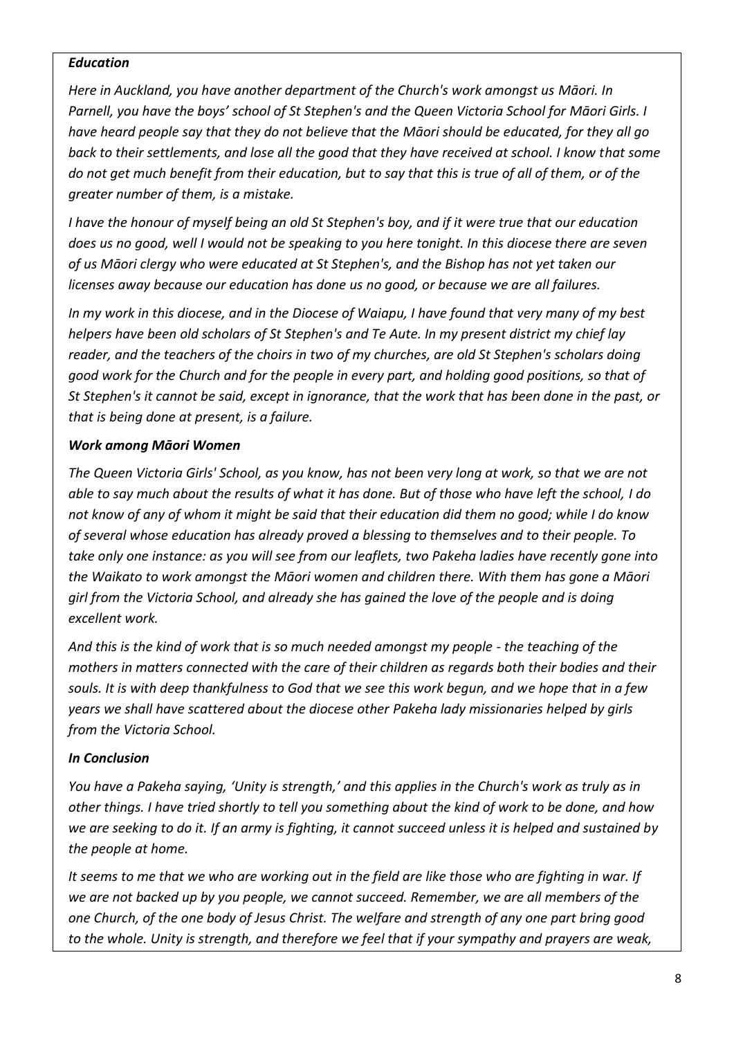***Education***

*Here in Auckland, you have another department of the Church's work amongst us Māori. In Parnell, you have the boys' school of St Stephen's and the Queen Victoria School for Māori Girls. I have heard people say that they do not believe that the Māori should be educated, for they all go back to their settlements, and lose all the good that they have received at school. I know that some do not get much benefit from their education, but to say that this is true of all of them, or of the greater number of them, is a mistake.*

*I have the honour of myself being an old St Stephen's boy, and if it were true that our education does us no good, well I would not be speaking to you here tonight. In this diocese there are seven of us Māori clergy who were educated at St Stephen's, and the Bishop has not yet taken our licenses away because our education has done us no good, or because we are all failures.*

*In my work in this diocese, and in the Diocese of Waiapu, I have found that very many of my best helpers have been old scholars of St Stephen's and Te Aute. In my present district my chief lay reader, and the teachers of the choirs in two of my churches, are old St Stephen's scholars doing good work for the Church and for the people in every part, and holding good positions, so that of St Stephen's it cannot be said, except in ignorance, that the work that has been done in the past, or that is being done at present, is a failure.*

***Work among Māori Women***

*The Queen Victoria Girls' School, as you know, has not been very long at work, so that we are not able to say much about the results of what it has done. But of those who have left the school, I do not know of any of whom it might be said that their education did them no good; while I do know of several whose education has already proved a blessing to themselves and to their people. To take only one instance: as you will see from our leaflets, two Pakeha ladies have recently gone into the Waikato to work amongst the Māori women and children there. With them has gone a Māori girl from the Victoria School, and already she has gained the love of the people and is doing excellent work.*

*And this is the kind of work that is so much needed amongst my people - the teaching of the mothers in matters connected with the care of their children as regards both their bodies and their souls. It is with deep thankfulness to God that we see this work begun, and we hope that in a few years we shall have scattered about the diocese other Pakeha lady missionaries helped by girls from the Victoria School.*

***In Conclusion***

*You have a Pakeha saying, 'Unity is strength,' and this applies in the Church's work as truly as in other things. I have tried shortly to tell you something about the kind of work to be done, and how we are seeking to do it. If an army is fighting, it cannot succeed unless it is helped and sustained by the people at home.*

*It seems to me that we who are working out in the field are like those who are fighting in war. If we are not backed up by you people, we cannot succeed. Remember, we are all members of the one Church, of the one body of Jesus Christ. The welfare and strength of any one part bring good to the whole. Unity is strength, and therefore we feel that if your sympathy and prayers are weak,*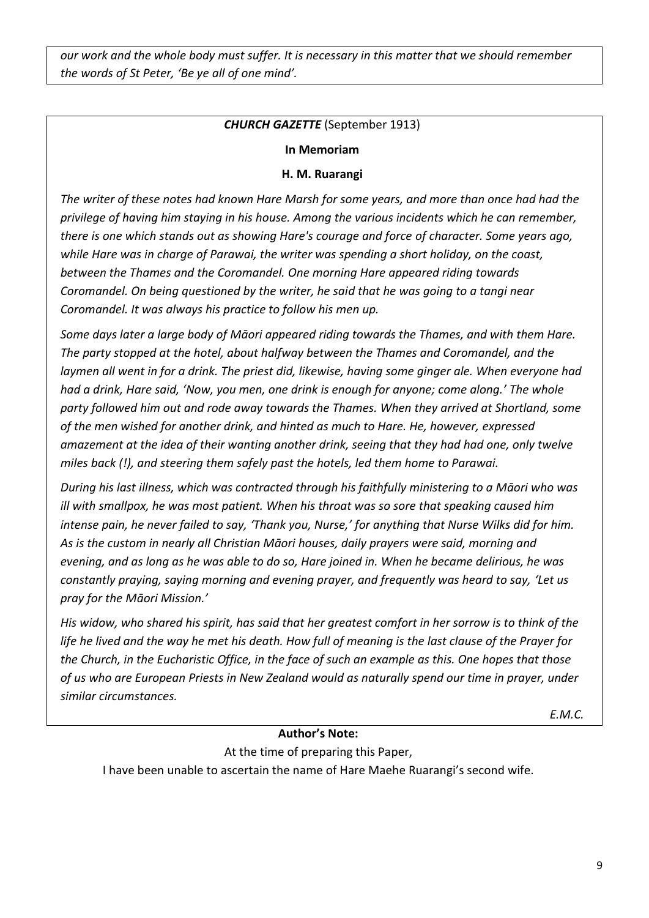*our work and the whole body must suffer. It is necessary in this matter that we should remember the words of St Peter, 'Be ye all of one mind'.*

***CHURCH GAZETTE*** (September 1913)

**In Memoriam**

**H. M. Ruarangi**

*The writer of these notes had known Hare Marsh for some years, and more than once had had the privilege of having him staying in his house. Among the various incidents which he can remember, there is one which stands out as showing Hare's courage and force of character. Some years ago, while Hare was in charge of Parawai, the writer was spending a short holiday, on the coast, between the Thames and the Coromandel. One morning Hare appeared riding towards Coromandel. On being questioned by the writer, he said that he was going to a tangi near Coromandel. It was always his practice to follow his men up.*

*Some days later a large body of Māori appeared riding towards the Thames, and with them Hare. The party stopped at the hotel, about halfway between the Thames and Coromandel, and the laymen all went in for a drink. The priest did, likewise, having some ginger ale. When everyone had had a drink, Hare said, 'Now, you men, one drink is enough for anyone; come along.' The whole party followed him out and rode away towards the Thames. When they arrived at Shortland, some of the men wished for another drink, and hinted as much to Hare. He, however, expressed amazement at the idea of their wanting another drink, seeing that they had had one, only twelve miles back (!), and steering them safely past the hotels, led them home to Parawai.*

*During his last illness, which was contracted through his faithfully ministering to a Māori who was ill with smallpox, he was most patient. When his throat was so sore that speaking caused him intense pain, he never failed to say, 'Thank you, Nurse,' for anything that Nurse Wilks did for him. As is the custom in nearly all Christian Māori houses, daily prayers were said, morning and evening, and as long as he was able to do so, Hare joined in. When he became delirious, he was constantly praying, saying morning and evening prayer, and frequently was heard to say, 'Let us pray for the Māori Mission.'*

*His widow, who shared his spirit, has said that her greatest comfort in her sorrow is to think of the life he lived and the way he met his death. How full of meaning is the last clause of the Prayer for the Church, in the Eucharistic Office, in the face of such an example as this. One hopes that those of us who are European Priests in New Zealand would as naturally spend our time in prayer, under similar circumstances.*

*E.M.C.*

**Author's Note:**

At the time of preparing this Paper,

I have been unable to ascertain the name of Hare Maehe Ruarangi's second wife.